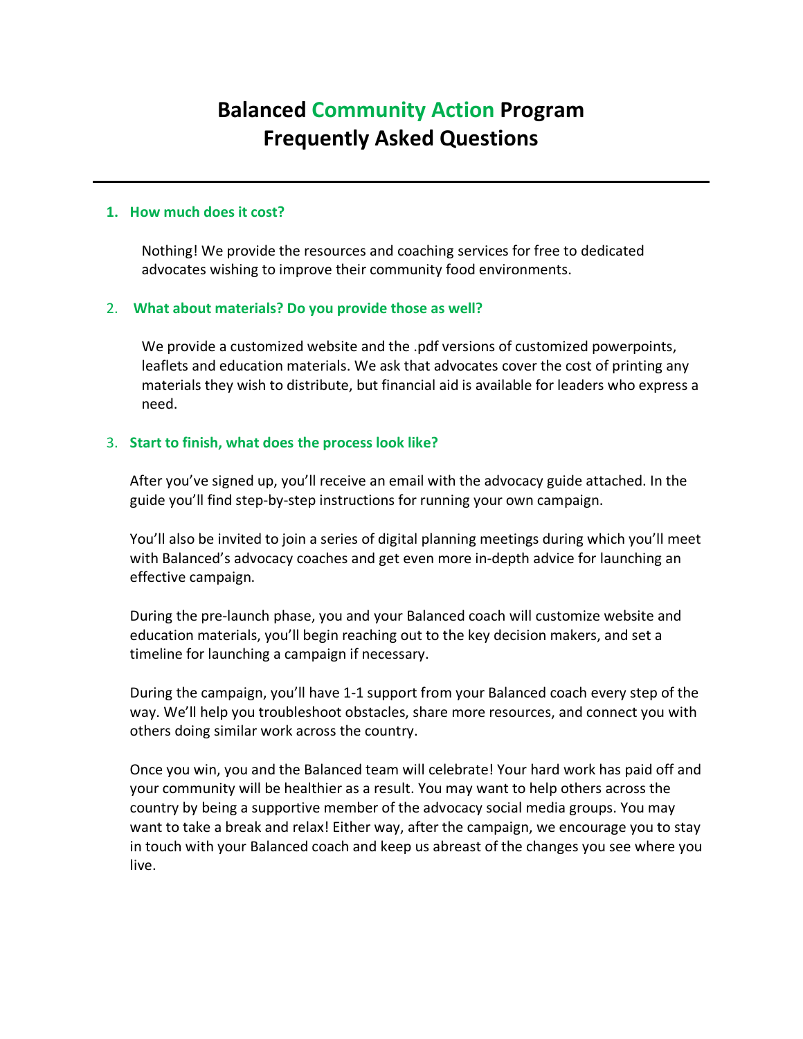# Balanced Community Action Program Frequently Asked Questions

---

1. **How much does it cost?**

   Nothing! We provide the resources and coaching services for free to dedicated advocates wishing to improve their community food environments.

2. **What about materials? Do you provide those as well?**

   We provide a customized website and the .pdf versions of customized powerpoints, leaflets and education materials. We ask that advocates cover the cost of printing any materials they wish to distribute, but financial aid is available for leaders who express a need.

3. **Start to finish, what does the process look like?**

   After you've signed up, you'll receive an email with the advocacy guide attached. In the guide you'll find step-by-step instructions for running your own campaign.

   You'll also be invited to join a series of digital planning meetings during which you'll meet with Balanced's advocacy coaches and get even more in-depth advice for launching an effective campaign.

   During the pre-launch phase, you and your Balanced coach will customize website and education materials, you'll begin reaching out to the key decision makers, and set a timeline for launching a campaign if necessary.

   During the campaign, you'll have 1-1 support from your Balanced coach every step of the way. We'll help you troubleshoot obstacles, share more resources, and connect you with others doing similar work across the country.

   Once you win, you and the Balanced team will celebrate! Your hard work has paid off and your community will be healthier as a result. You may want to help others across the country by being a supportive member of the advocacy social media groups. You may want to take a break and relax! Either way, after the campaign, we encourage you to stay in touch with your Balanced coach and keep us abreast of the changes you see where you live.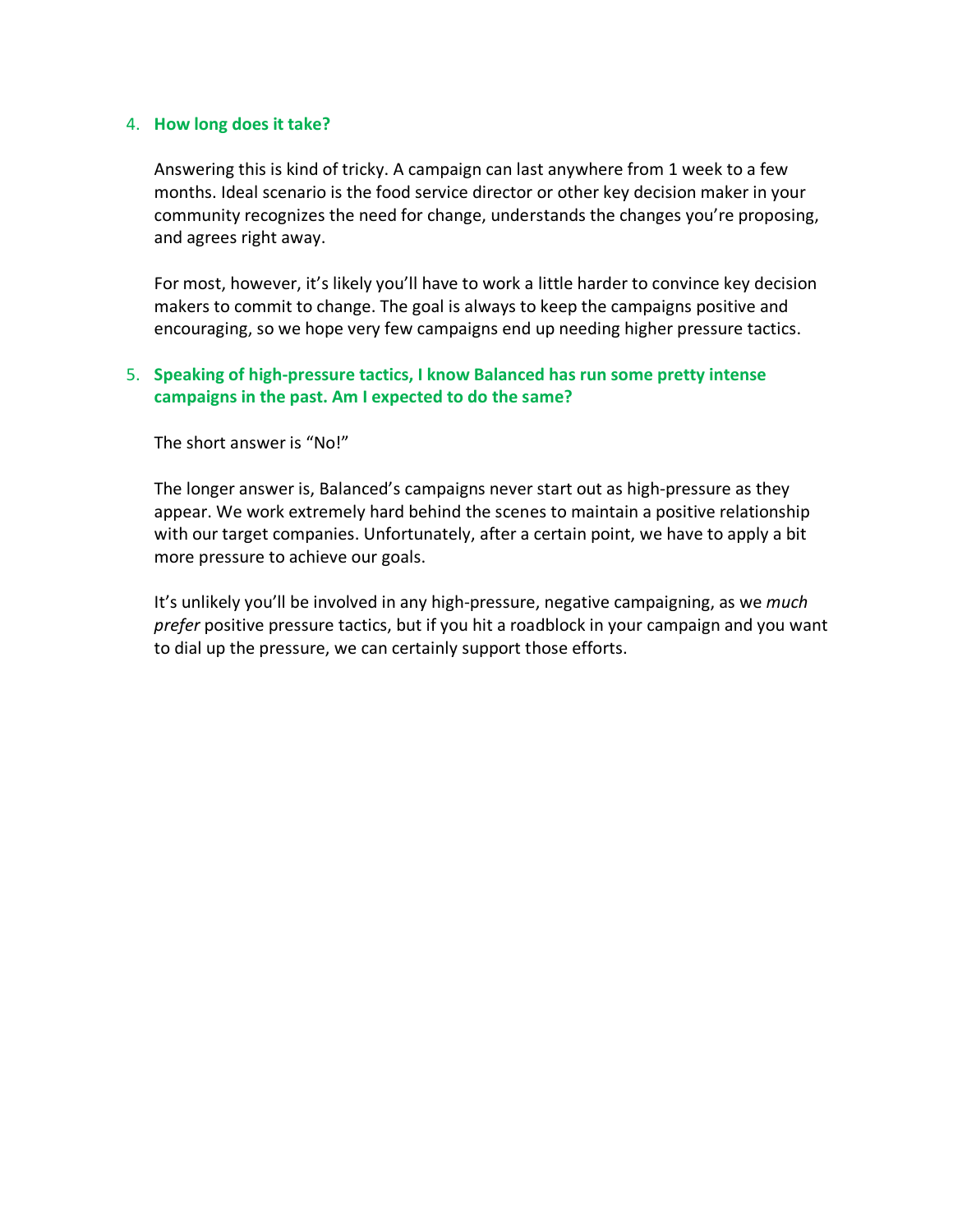4. **How long does it take?**

   Answering this is kind of tricky. A campaign can last anywhere from 1 week to a few months. Ideal scenario is the food service director or other key decision maker in your community recognizes the need for change, understands the changes you're proposing, and agrees right away.

   For most, however, it's likely you'll have to work a little harder to convince key decision makers to commit to change. The goal is always to keep the campaigns positive and encouraging, so we hope very few campaigns end up needing higher pressure tactics.

5. **Speaking of high-pressure tactics, I know Balanced has run some pretty intense campaigns in the past. Am I expected to do the same?**

   The short answer is "No!"

   The longer answer is, Balanced's campaigns never start out as high-pressure as they appear. We work extremely hard behind the scenes to maintain a positive relationship with our target companies. Unfortunately, after a certain point, we have to apply a bit more pressure to achieve our goals.

   It's unlikely you'll be involved in any high-pressure, negative campaigning, as we *much prefer* positive pressure tactics, but if you hit a roadblock in your campaign and you want to dial up the pressure, we can certainly support those efforts.